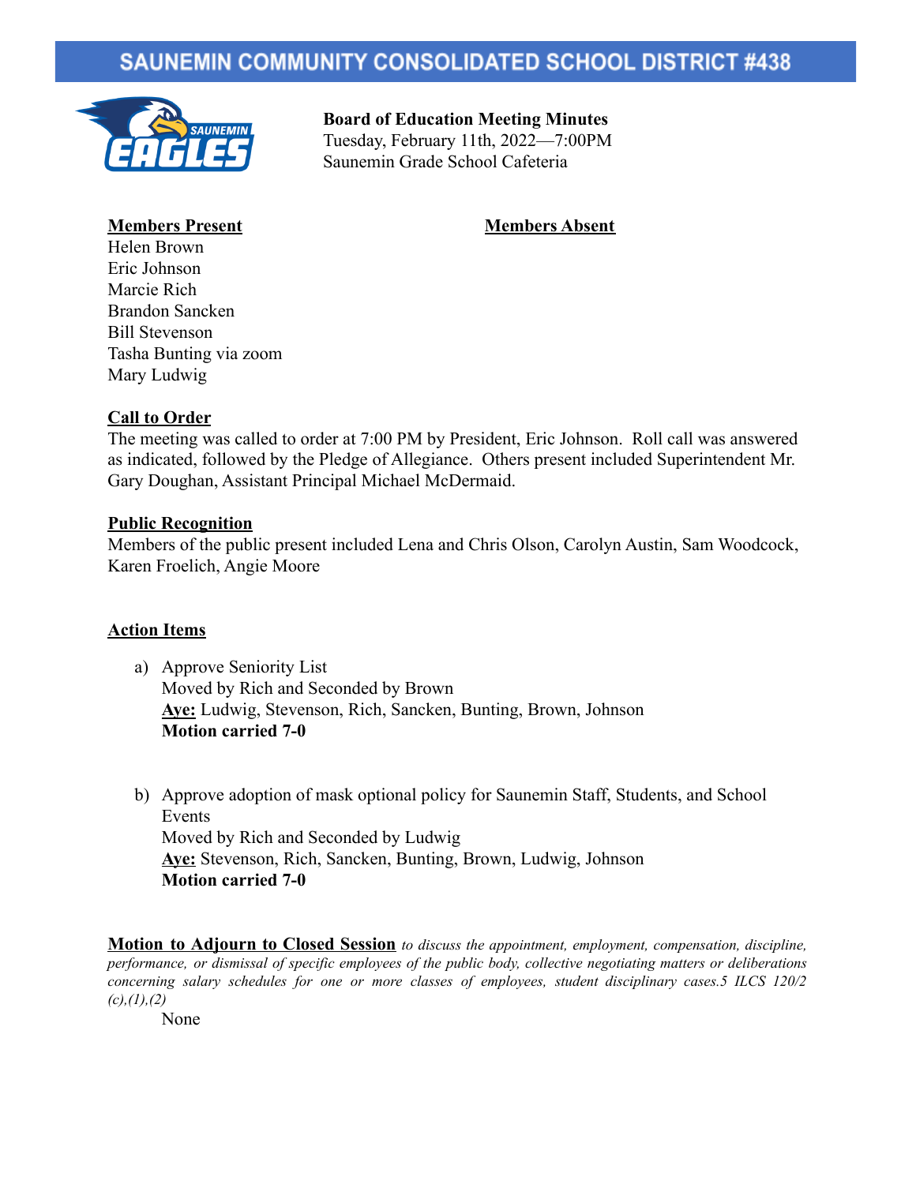# SAUNEMIN COMMUNITY CONSOLIDATED SCHOOL DISTRICT #438

**Board of Education Meeting Minutes**
Tuesday, February 11th, 2022—7:00PM
Saunemin Grade School Cafeteria

| **Members Present** | **Members Absent** |
|---|---|
| Helen Brown | |
| Eric Johnson | |
| Marcie Rich | |
| Brandon Sancken | |
| Bill Stevenson | |
| Tasha Bunting via zoom | |
| Mary Ludwig | |

## Call to Order

The meeting was called to order at 7:00 PM by President, Eric Johnson. Roll call was answered as indicated, followed by the Pledge of Allegiance. Others present included Superintendent Mr. Gary Doughan, Assistant Principal Michael McDermaid.

## Public Recognition

Members of the public present included Lena and Chris Olson, Carolyn Austin, Sam Woodcock, Karen Froelich, Angie Moore

## Action Items

a) Approve Seniority List
Moved by Rich and Seconded by Brown
**Aye:** Ludwig, Stevenson, Rich, Sancken, Bunting, Brown, Johnson
**Motion carried 7-0**

b) Approve adoption of mask optional policy for Saunemin Staff, Students, and School Events
Moved by Rich and Seconded by Ludwig
**Aye:** Stevenson, Rich, Sancken, Bunting, Brown, Ludwig, Johnson
**Motion carried 7-0**

**Motion to Adjourn to Closed Session** *to discuss the appointment, employment, compensation, discipline, performance, or dismissal of specific employees of the public body, collective negotiating matters or deliberations concerning salary schedules for one or more classes of employees, student disciplinary cases.5 ILCS 120/2 (c),(1),(2)*

None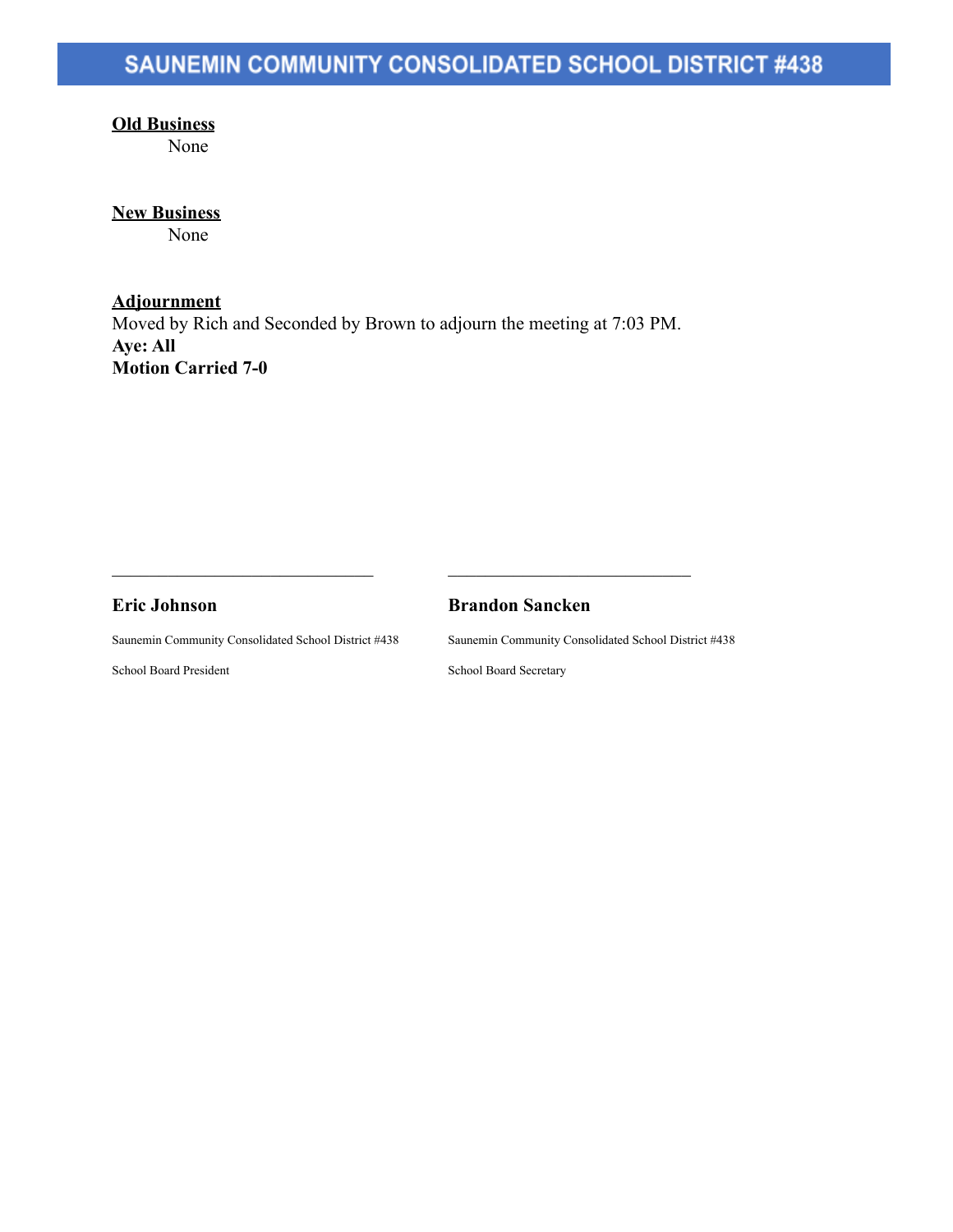**Old Business**

None

**New Business**

None

**Adjournment**

Moved by Rich and Seconded by Brown to adjourn the meeting at 7:03 PM.

**Aye: All**

**Motion Carried 7-0**

\_\_\_\_\_\_\_\_\_\_\_\_\_\_\_\_\_\_\_\_\_\_\_\_\_\_\_\_\_\_\_\_

**Eric Johnson**

Saunemin Community Consolidated School District #438

School Board President

\_\_\_\_\_\_\_\_\_\_\_\_\_\_\_\_\_\_\_\_\_\_\_\_\_\_\_\_\_\_\_\_

**Brandon Sancken**

Saunemin Community Consolidated School District #438

School Board Secretary